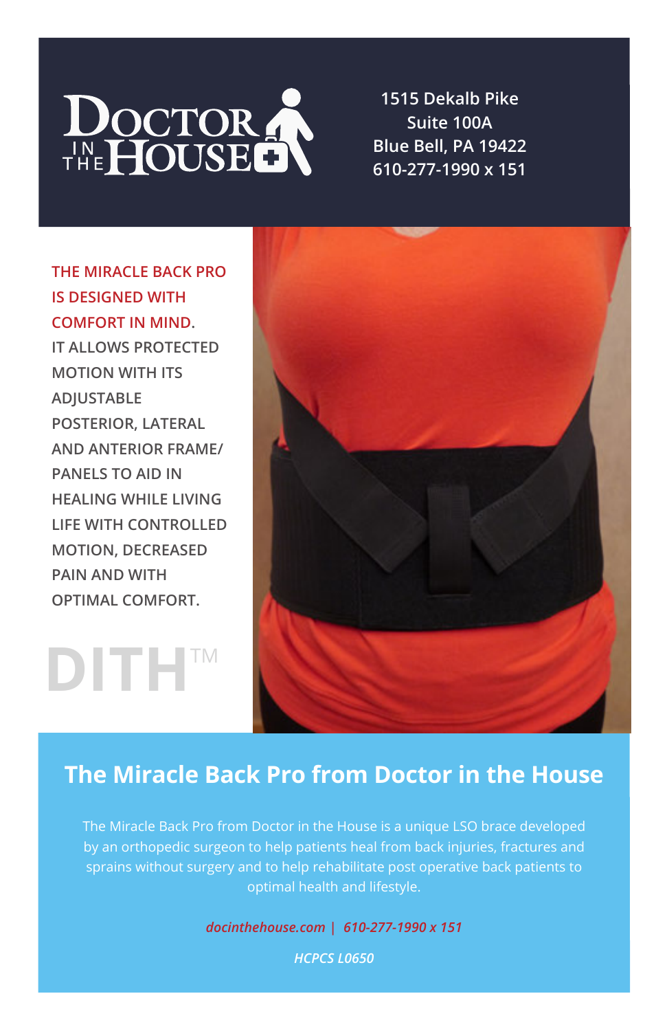**DOCTOR IN THE HOUSE**

1515 Dekalb Pike
Suite 100A
Blue Bell, PA 19422
610-277-1990 x 151

**THE MIRACLE BACK PRO IS DESIGNED WITH COMFORT IN MIND.** IT ALLOWS PROTECTED MOTION WITH ITS ADJUSTABLE POSTERIOR, LATERAL AND ANTERIOR FRAME/ PANELS TO AID IN HEALING WHILE LIVING LIFE WITH CONTROLLED MOTION, DECREASED PAIN AND WITH OPTIMAL COMFORT.

DITH™

## The Miracle Back Pro from Doctor in the House

The Miracle Back Pro from Doctor in the House is a unique LSO brace developed by an orthopedic surgeon to help patients heal from back injuries, fractures and sprains without surgery and to help rehabilitate post operative back patients to optimal health and lifestyle.

*docinthehouse.com | 610-277-1990 x 151*

*HCPCS L0650*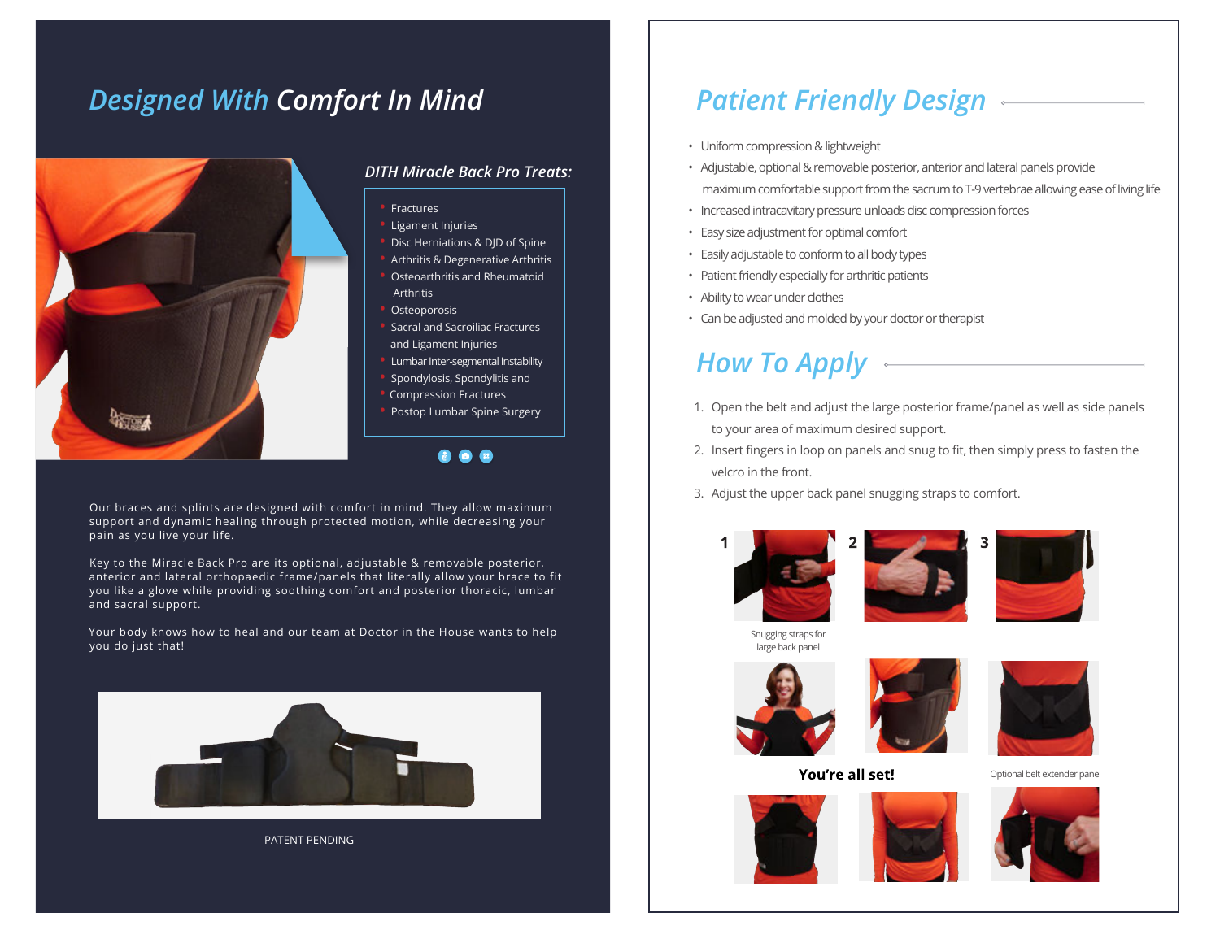# *Designed With Comfort In Mind*

### *DITH Miracle Back Pro Treats:*

- Fractures
- Ligament Injuries
- Disc Herniations & DJD of Spine
- Arthritis & Degenerative Arthritis
- Osteoarthritis and Rheumatoid Arthritis
- Osteoporosis
- Sacral and Sacroiliac Fractures and Ligament Injuries
- Lumbar Inter-segmental Instability
- Spondylosis, Spondylitis and Compression Fractures
- Postop Lumbar Spine Surgery

Our braces and splints are designed with comfort in mind. They allow maximum support and dynamic healing through protected motion, while decreasing your pain as you live your life.

Key to the Miracle Back Pro are its optional, adjustable & removable posterior, anterior and lateral orthopaedic frame/panels that literally allow your brace to fit you like a glove while providing soothing comfort and posterior thoracic, lumbar and sacral support.

Your body knows how to heal and our team at Doctor in the House wants to help you do just that!

PATENT PENDING

# *Patient Friendly Design*

- Uniform compression & lightweight
- Adjustable, optional & removable posterior, anterior and lateral panels provide maximum comfortable support from the sacrum to T-9 vertebrae allowing ease of living life
- Increased intracavitary pressure unloads disc compression forces
- Easy size adjustment for optimal comfort
- Easily adjustable to conform to all body types
- Patient friendly especially for arthritic patients
- Ability to wear under clothes
- Can be adjusted and molded by your doctor or therapist

# *How To Apply*

1. Open the belt and adjust the large posterior frame/panel as well as side panels to your area of maximum desired support.
2. Insert fingers in loop on panels and snug to fit, then simply press to fasten the velcro in the front.
3. Adjust the upper back panel snugging straps to comfort.

1 2 3

Snugging straps for large back panel

**You're all set!**

Optional belt extender panel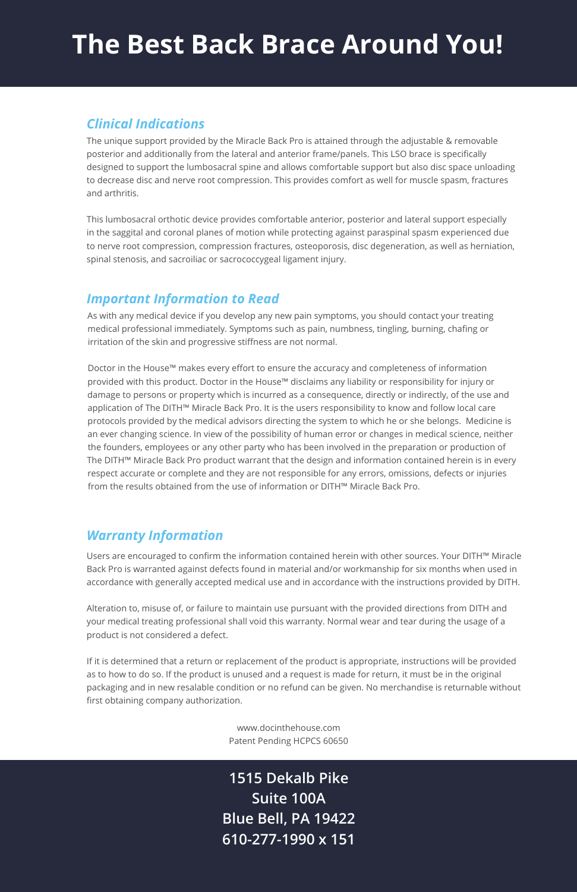# The Best Back Brace Around You!

## *Clinical Indications*

The unique support provided by the Miracle Back Pro is attained through the adjustable & removable posterior and additionally from the lateral and anterior frame/panels. This LSO brace is specifically designed to support the lumbosacral spine and allows comfortable support but also disc space unloading to decrease disc and nerve root compression. This provides comfort as well for muscle spasm, fractures and arthritis.

This lumbosacral orthotic device provides comfortable anterior, posterior and lateral support especially in the saggital and coronal planes of motion while protecting against paraspinal spasm experienced due to nerve root compression, compression fractures, osteoporosis, disc degeneration, as well as herniation, spinal stenosis, and sacroiliac or sacrococcygeal ligament injury.

## *Important Information to Read*

As with any medical device if you develop any new pain symptoms, you should contact your treating medical professional immediately. Symptoms such as pain, numbness, tingling, burning, chafing or irritation of the skin and progressive stiffness are not normal.

Doctor in the House™ makes every effort to ensure the accuracy and completeness of information provided with this product. Doctor in the House™ disclaims any liability or responsibility for injury or damage to persons or property which is incurred as a consequence, directly or indirectly, of the use and application of The DITH™ Miracle Back Pro. It is the users responsibility to know and follow local care protocols provided by the medical advisors directing the system to which he or she belongs. Medicine is an ever changing science. In view of the possibility of human error or changes in medical science, neither the founders, employees or any other party who has been involved in the preparation or production of The DITH™ Miracle Back Pro product warrant that the design and information contained herein is in every respect accurate or complete and they are not responsible for any errors, omissions, defects or injuries from the results obtained from the use of information or DITH™ Miracle Back Pro.

## *Warranty Information*

Users are encouraged to confirm the information contained herein with other sources. Your DITH™ Miracle Back Pro is warranted against defects found in material and/or workmanship for six months when used in accordance with generally accepted medical use and in accordance with the instructions provided by DITH.

Alteration to, misuse of, or failure to maintain use pursuant with the provided directions from DITH and your medical treating professional shall void this warranty. Normal wear and tear during the usage of a product is not considered a defect.

If it is determined that a return or replacement of the product is appropriate, instructions will be provided as to how to do so. If the product is unused and a request is made for return, it must be in the original packaging and in new resalable condition or no refund can be given. No merchandise is returnable without first obtaining company authorization.

www.docinthehouse.com
Patent Pending HCPCS 60650

**1515 Dekalb Pike**
**Suite 100A**
**Blue Bell, PA 19422**
**610-277-1990 x 151**